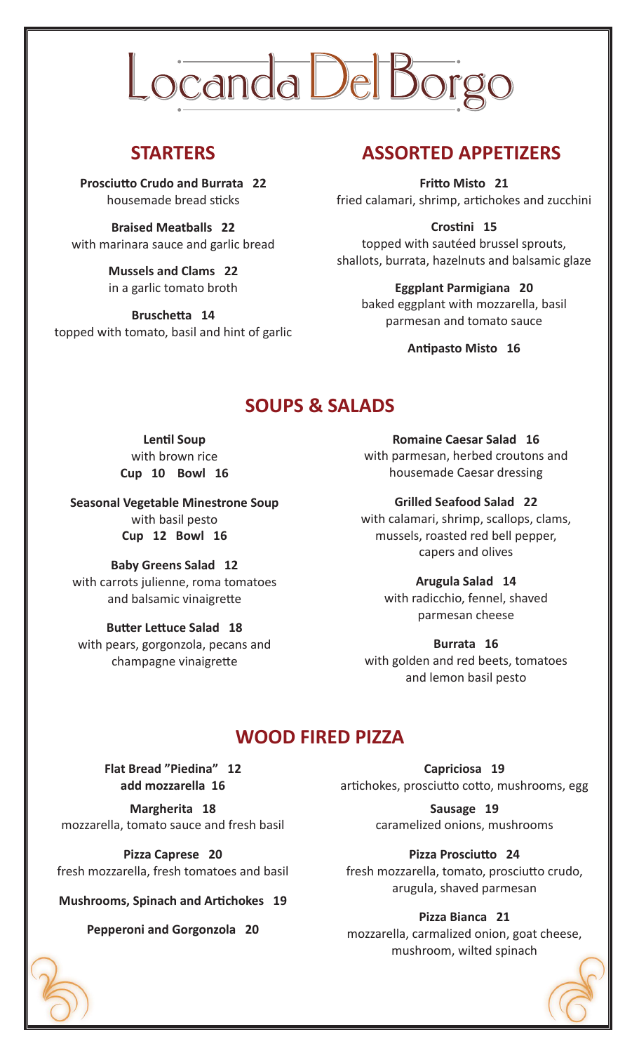# Locanda Del Borgo

## STARTERS

**Prosciutto Crudo and Burrata 22**
housemade bread sticks

**Braised Meatballs 22**
with marinara sauce and garlic bread

**Mussels and Clams 22**
in a garlic tomato broth

**Bruschetta 14**
topped with tomato, basil and hint of garlic

## ASSORTED APPETIZERS

**Fritto Misto 21**
fried calamari, shrimp, artichokes and zucchini

**Crostini 15**
topped with sautéed brussel sprouts, shallots, burrata, hazelnuts and balsamic glaze

**Eggplant Parmigiana 20**
baked eggplant with mozzarella, basil parmesan and tomato sauce

**Antipasto Misto 16**

## SOUPS & SALADS

**Lentil Soup**
with brown rice
**Cup 10 Bowl 16**

**Seasonal Vegetable Minestrone Soup**
with basil pesto
**Cup 12 Bowl 16**

**Baby Greens Salad 12**
with carrots julienne, roma tomatoes and balsamic vinaigrette

**Butter Lettuce Salad 18**
with pears, gorgonzola, pecans and champagne vinaigrette

**Romaine Caesar Salad 16**
with parmesan, herbed croutons and housemade Caesar dressing

**Grilled Seafood Salad 22**
with calamari, shrimp, scallops, clams, mussels, roasted red bell pepper, capers and olives

**Arugula Salad 14**
with radicchio, fennel, shaved parmesan cheese

**Burrata 16**
with golden and red beets, tomatoes and lemon basil pesto

## WOOD FIRED PIZZA

**Flat Bread "Piedina" 12**
**add mozzarella 16**

**Margherita 18**
mozzarella, tomato sauce and fresh basil

**Pizza Caprese 20**
fresh mozzarella, fresh tomatoes and basil

**Mushrooms, Spinach and Artichokes 19**

**Pepperoni and Gorgonzola 20**

**Capriciosa 19**
artichokes, prosciutto cotto, mushrooms, egg

**Sausage 19**
caramelized onions, mushrooms

**Pizza Prosciutto 24**
fresh mozzarella, tomato, prosciutto crudo, arugula, shaved parmesan

**Pizza Bianca 21**
mozzarella, carmalized onion, goat cheese, mushroom, wilted spinach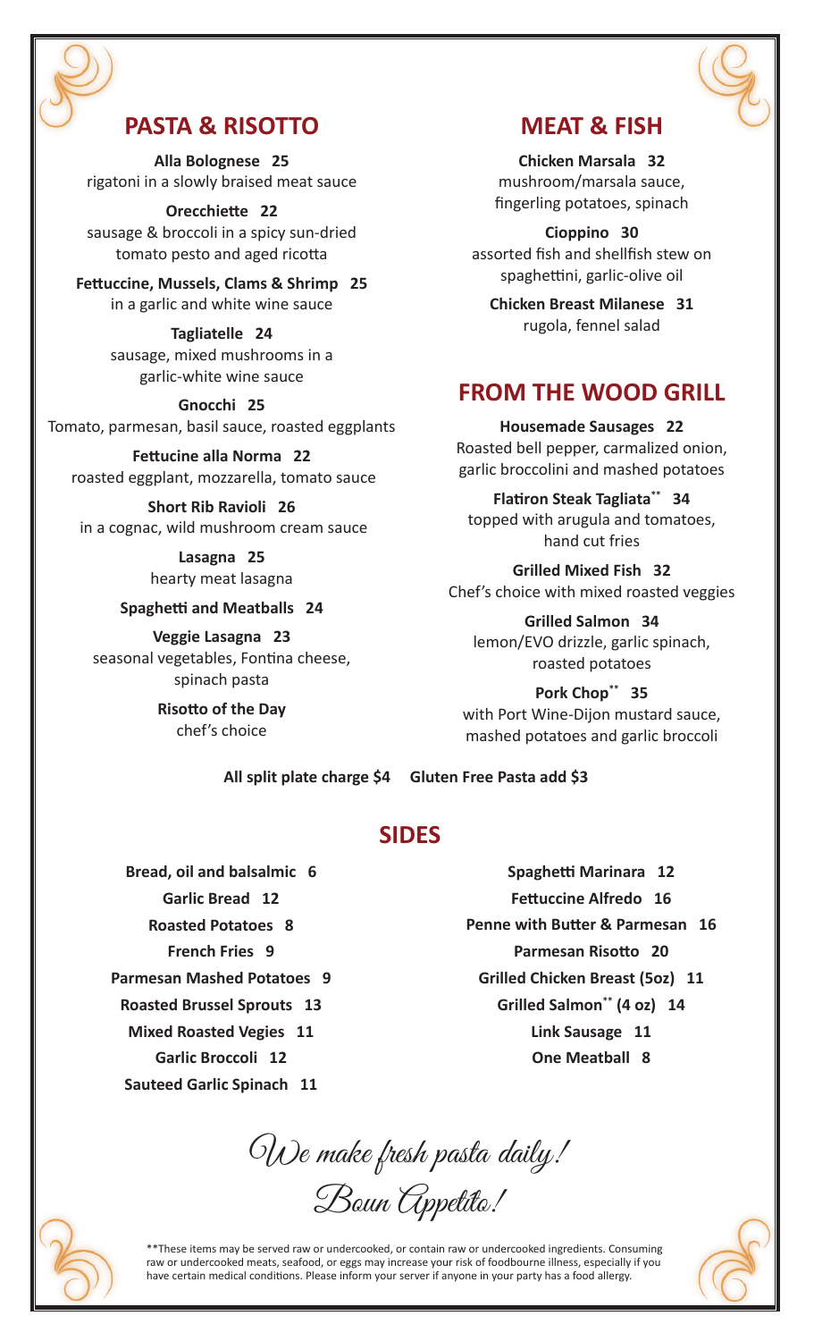## PASTA & RISOTTO

**Alla Bolognese 25**
rigatoni in a slowly braised meat sauce

**Orecchiette 22**
sausage & broccoli in a spicy sun-dried tomato pesto and aged ricotta

**Fettuccine, Mussels, Clams & Shrimp 25**
in a garlic and white wine sauce

**Tagliatelle 24**
sausage, mixed mushrooms in a garlic-white wine sauce

**Gnocchi 25**
Tomato, parmesan, basil sauce, roasted eggplants

**Fettucine alla Norma 22**
roasted eggplant, mozzarella, tomato sauce

**Short Rib Ravioli 26**
in a cognac, wild mushroom cream sauce

**Lasagna 25**
hearty meat lasagna

**Spaghetti and Meatballs 24**

**Veggie Lasagna 23**
seasonal vegetables, Fontina cheese, spinach pasta

**Risotto of the Day**
chef's choice

## MEAT & FISH

**Chicken Marsala 32**
mushroom/marsala sauce, fingerling potatoes, spinach

**Cioppino 30**
assorted fish and shellfish stew on spaghettini, garlic-olive oil

**Chicken Breast Milanese 31**
rugola, fennel salad

## FROM THE WOOD GRILL

**Housemade Sausages 22**
Roasted bell pepper, carmalized onion, garlic broccolini and mashed potatoes

**Flatiron Steak Tagliata** ** **34**
topped with arugula and tomatoes, hand cut fries

**Grilled Mixed Fish 32**
Chef's choice with mixed roasted veggies

**Grilled Salmon 34**
lemon/EVO drizzle, garlic spinach, roasted potatoes

**Pork Chop** ** **35**
with Port Wine-Dijon mustard sauce, mashed potatoes and garlic broccoli

**All split plate charge $4 Gluten Free Pasta add $3**

## SIDES

**Bread, oil and balsalmic 6**
**Garlic Bread 12**
**Roasted Potatoes 8**
**French Fries 9**
**Parmesan Mashed Potatoes 9**
**Roasted Brussel Sprouts 13**
**Mixed Roasted Vegies 11**
**Garlic Broccoli 12**
**Sauteed Garlic Spinach 11**
**Spaghetti Marinara 12**
**Fettuccine Alfredo 16**
**Penne with Butter & Parmesan 16**
**Parmesan Risotto 20**
**Grilled Chicken Breast (5oz) 11**
**Grilled Salmon** ** **(4 oz) 14**
**Link Sausage 11**
**One Meatball 8**

*We make fresh pasta daily!*

*Boun Appetito!*

**These items may be served raw or undercooked, or contain raw or undercooked ingredients. Consuming raw or undercooked meats, seafood, or eggs may increase your risk of foodbourne illness, especially if you have certain medical conditions. Please inform your server if anyone in your party has a food allergy.